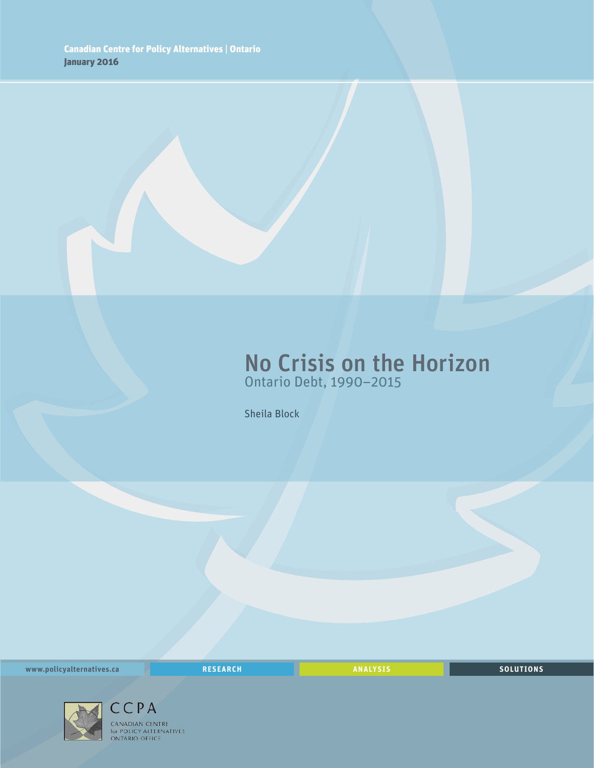**Canadian Centre for Policy Alternatives | Ontario**
**January 2016**

# No Crisis on the Horizon

## Ontario Debt, 1990–2015

Sheila Block

www.policyalternatives.ca RESEARCH ANALYSIS SOLUTIONS

CCPA
CANADIAN CENTRE for POLICY ALTERNATIVES ONTARIO OFFICE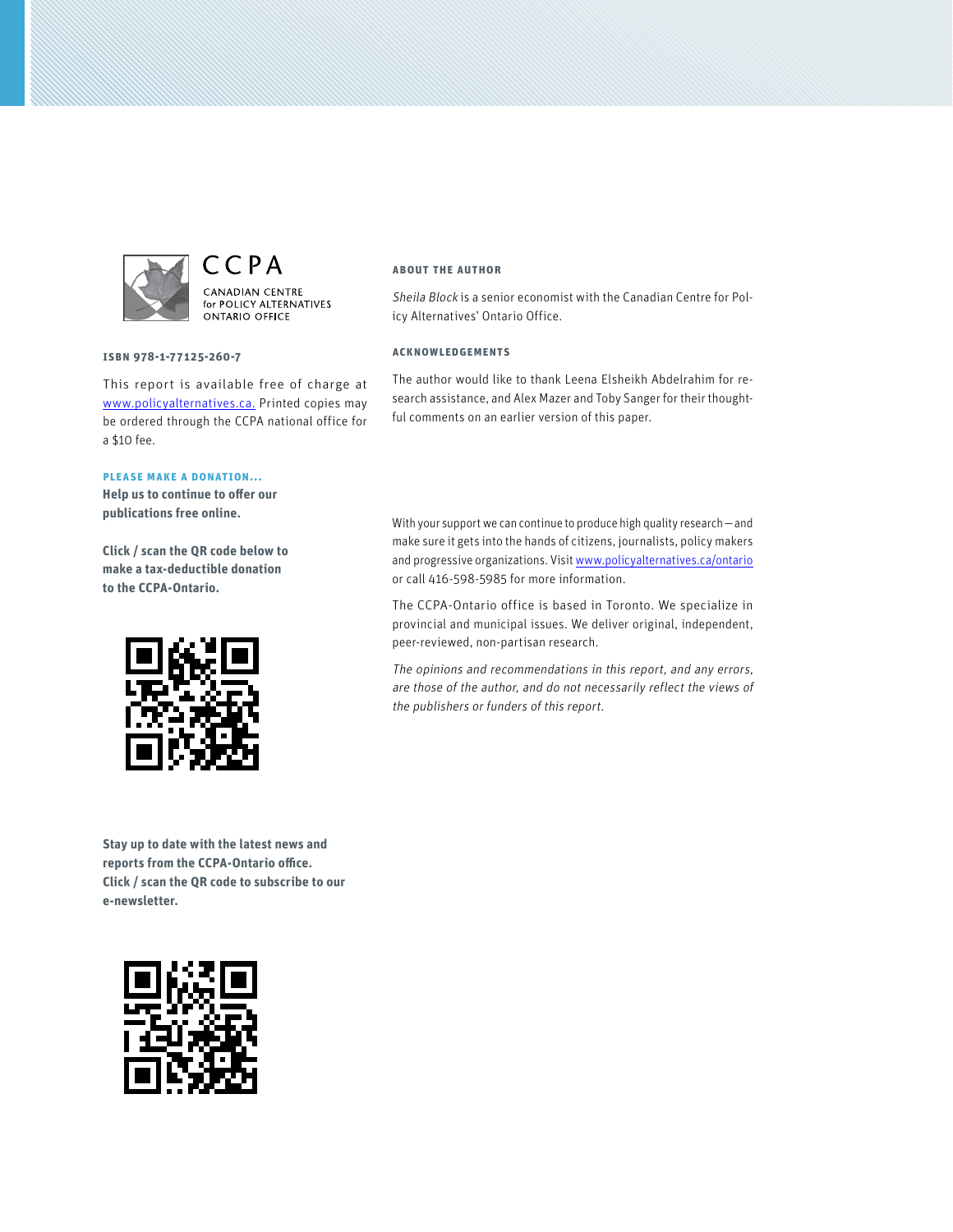CCPA

CANADIAN CENTRE
for POLICY ALTERNATIVES
ONTARIO OFFICE

**ISBN 978-1-77125-260-7**

This report is available free of charge at www.policyalternatives.ca. Printed copies may be ordered through the CCPA national office for a $10 fee.

**PLEASE MAKE A DONATION...**

**Help us to continue to offer our publications free online.**

**Click / scan the QR code below to make a tax-deductible donation to the CCPA-Ontario.**

**Stay up to date with the latest news and reports from the CCPA-Ontario office. Click / scan the QR code to subscribe to our e-newsletter.**

**ABOUT THE AUTHOR**

*Sheila Block* is a senior economist with the Canadian Centre for Policy Alternatives' Ontario Office.

**ACKNOWLEDGEMENTS**

The author would like to thank Leena Elsheikh Abdelrahim for research assistance, and Alex Mazer and Toby Sanger for their thoughtful comments on an earlier version of this paper.

With your support we can continue to produce high quality research—and make sure it gets into the hands of citizens, journalists, policy makers and progressive organizations. Visit www.policyalternatives.ca/ontario or call 416-598-5985 for more information.

The CCPA-Ontario office is based in Toronto. We specialize in provincial and municipal issues. We deliver original, independent, peer-reviewed, non-partisan research.

*The opinions and recommendations in this report, and any errors, are those of the author, and do not necessarily reflect the views of the publishers or funders of this report.*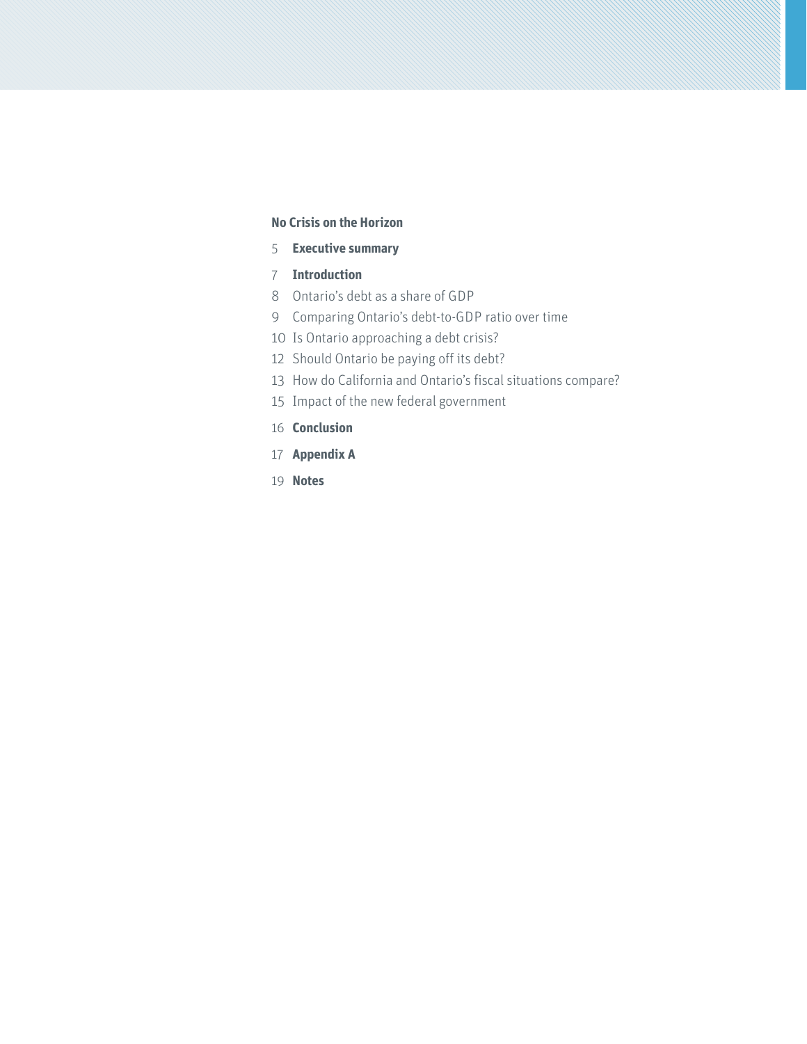**No Crisis on the Horizon**

5 **Executive summary**

7 **Introduction**

8 Ontario's debt as a share of GDP

9 Comparing Ontario's debt-to-GDP ratio over time

10 Is Ontario approaching a debt crisis?

12 Should Ontario be paying off its debt?

13 How do California and Ontario's fiscal situations compare?

15 Impact of the new federal government

16 **Conclusion**

17 **Appendix A**

19 **Notes**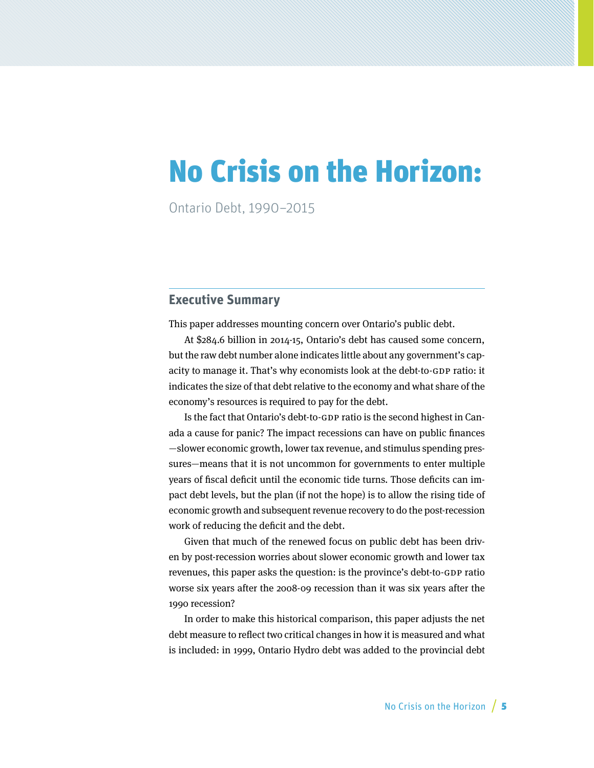// No images detected on this page
# No Crisis on the Horizon:

Ontario Debt, 1990–2015

## Executive Summary

This paper addresses mounting concern over Ontario's public debt.

At $284.6 billion in 2014-15, Ontario's debt has caused some concern, but the raw debt number alone indicates little about any government's capacity to manage it. That's why economists look at the debt-to-GDP ratio: it indicates the size of that debt relative to the economy and what share of the economy's resources is required to pay for the debt.

Is the fact that Ontario's debt-to-GDP ratio is the second highest in Canada a cause for panic? The impact recessions can have on public finances—slower economic growth, lower tax revenue, and stimulus spending pressures—means that it is not uncommon for governments to enter multiple years of fiscal deficit until the economic tide turns. Those deficits can impact debt levels, but the plan (if not the hope) is to allow the rising tide of economic growth and subsequent revenue recovery to do the post-recession work of reducing the deficit and the debt.

Given that much of the renewed focus on public debt has been driven by post-recession worries about slower economic growth and lower tax revenues, this paper asks the question: is the province's debt-to-GDP ratio worse six years after the 2008-09 recession than it was six years after the 1990 recession?

In order to make this historical comparison, this paper adjusts the net debt measure to reflect two critical changes in how it is measured and what is included: in 1999, Ontario Hydro debt was added to the provincial debt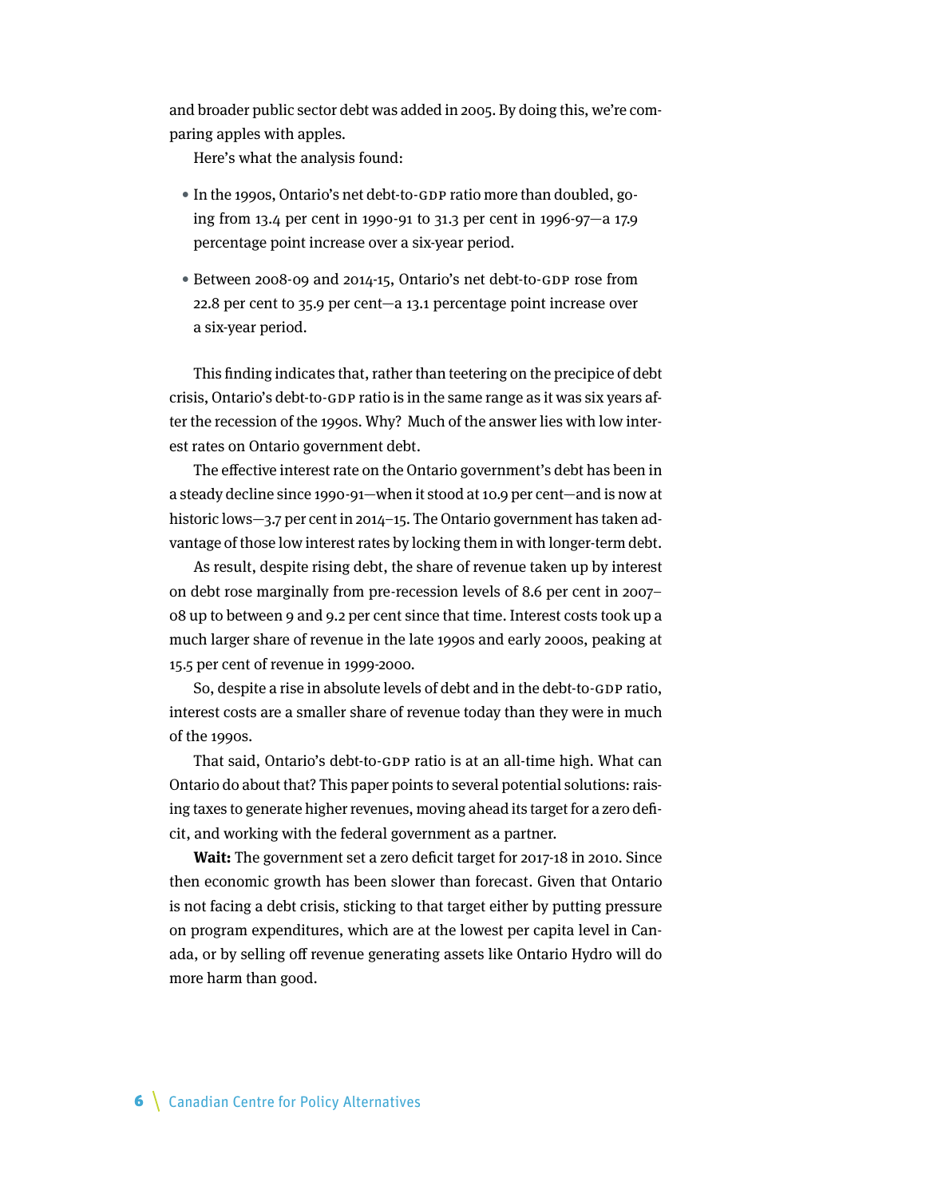and broader public sector debt was added in 2005. By doing this, we're comparing apples with apples.

Here's what the analysis found:

- In the 1990s, Ontario's net debt-to-GDP ratio more than doubled, going from 13.4 per cent in 1990-91 to 31.3 per cent in 1996-97—a 17.9 percentage point increase over a six-year period.
- Between 2008-09 and 2014-15, Ontario's net debt-to-GDP rose from 22.8 per cent to 35.9 per cent—a 13.1 percentage point increase over a six-year period.

This finding indicates that, rather than teetering on the precipice of debt crisis, Ontario's debt-to-GDP ratio is in the same range as it was six years after the recession of the 1990s. Why? Much of the answer lies with low interest rates on Ontario government debt.

The effective interest rate on the Ontario government's debt has been in a steady decline since 1990-91—when it stood at 10.9 per cent—and is now at historic lows—3.7 per cent in 2014–15. The Ontario government has taken advantage of those low interest rates by locking them in with longer-term debt.

As result, despite rising debt, the share of revenue taken up by interest on debt rose marginally from pre-recession levels of 8.6 per cent in 2007–08 up to between 9 and 9.2 per cent since that time. Interest costs took up a much larger share of revenue in the late 1990s and early 2000s, peaking at 15.5 per cent of revenue in 1999-2000.

So, despite a rise in absolute levels of debt and in the debt-to-GDP ratio, interest costs are a smaller share of revenue today than they were in much of the 1990s.

That said, Ontario's debt-to-GDP ratio is at an all-time high. What can Ontario do about that? This paper points to several potential solutions: raising taxes to generate higher revenues, moving ahead its target for a zero deficit, and working with the federal government as a partner.

**Wait:** The government set a zero deficit target for 2017-18 in 2010. Since then economic growth has been slower than forecast. Given that Ontario is not facing a debt crisis, sticking to that target either by putting pressure on program expenditures, which are at the lowest per capita level in Canada, or by selling off revenue generating assets like Ontario Hydro will do more harm than good.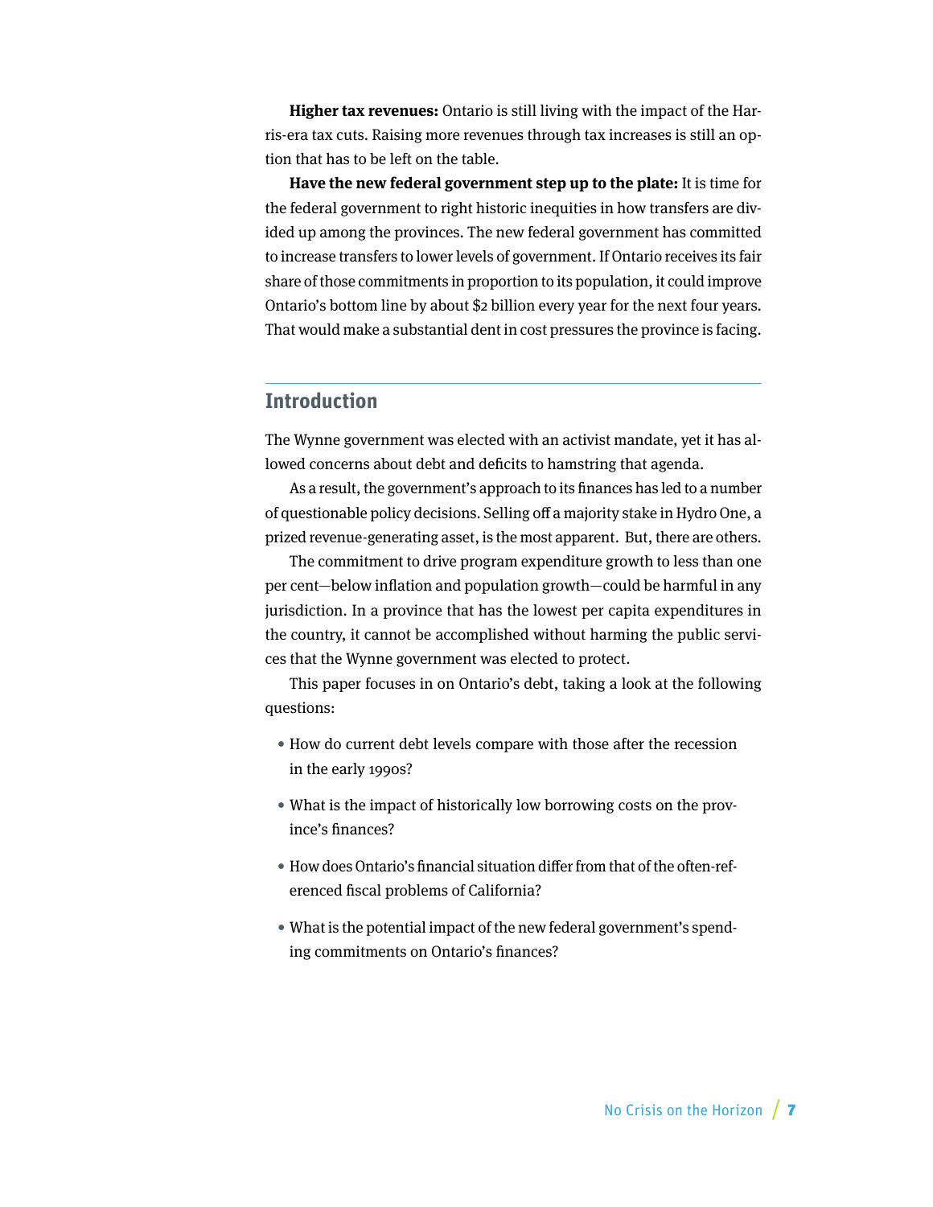**Higher tax revenues:** Ontario is still living with the impact of the Harris-era tax cuts. Raising more revenues through tax increases is still an option that has to be left on the table.

**Have the new federal government step up to the plate:** It is time for the federal government to right historic inequities in how transfers are divided up among the provinces. The new federal government has committed to increase transfers to lower levels of government. If Ontario receives its fair share of those commitments in proportion to its population, it could improve Ontario's bottom line by about $2 billion every year for the next four years. That would make a substantial dent in cost pressures the province is facing.

## Introduction

The Wynne government was elected with an activist mandate, yet it has allowed concerns about debt and deficits to hamstring that agenda.

As a result, the government's approach to its finances has led to a number of questionable policy decisions. Selling off a majority stake in Hydro One, a prized revenue-generating asset, is the most apparent. But, there are others.

The commitment to drive program expenditure growth to less than one per cent—below inflation and population growth—could be harmful in any jurisdiction. In a province that has the lowest per capita expenditures in the country, it cannot be accomplished without harming the public services that the Wynne government was elected to protect.

This paper focuses in on Ontario's debt, taking a look at the following questions:

- How do current debt levels compare with those after the recession in the early 1990s?
- What is the impact of historically low borrowing costs on the province's finances?
- How does Ontario's financial situation differ from that of the often-referenced fiscal problems of California?
- What is the potential impact of the new federal government's spending commitments on Ontario's finances?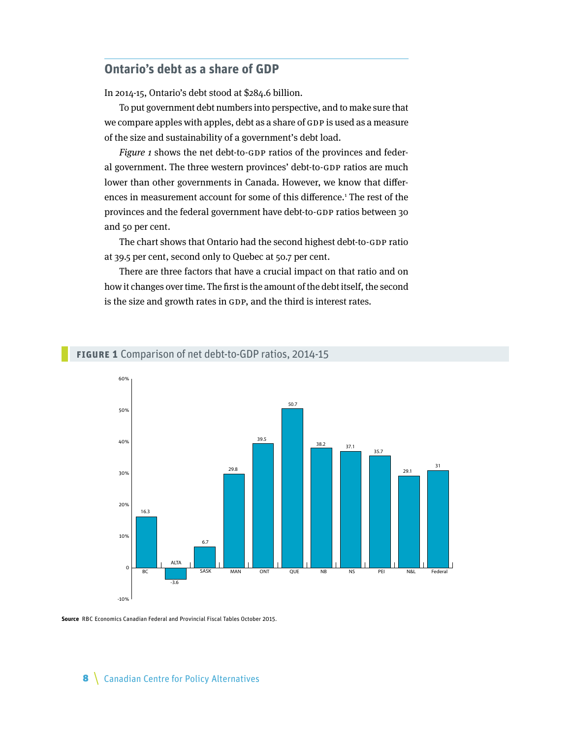## Ontario's debt as a share of GDP

In 2014-15, Ontario's debt stood at $284.6 billion.

To put government debt numbers into perspective, and to make sure that we compare apples with apples, debt as a share of GDP is used as a measure of the size and sustainability of a government's debt load.

*Figure 1* shows the net debt-to-GDP ratios of the provinces and federal government. The three western provinces' debt-to-GDP ratios are much lower than other governments in Canada. However, we know that differences in measurement account for some of this difference.[1] The rest of the provinces and the federal government have debt-to-GDP ratios between 30 and 50 per cent.

The chart shows that Ontario had the second highest debt-to-GDP ratio at 39.5 per cent, second only to Quebec at 50.7 per cent.

There are three factors that have a crucial impact on that ratio and on how it changes over time. The first is the amount of the debt itself, the second is the size and growth rates in GDP, and the third is interest rates.

**FIGURE 1** Comparison of net debt-to-GDP ratios, 2014-15

| Jurisdiction | Net debt-to-GDP (%) |
|---|---|
| BC | 16.3 |
| ALTA | -3.6 |
| SASK | 6.7 |
| MAN | 29.8 |
| ONT | 39.5 |
| QUE | 50.7 |
| NB | 38.2 |
| NS | 37.1 |
| PEI | 35.7 |
| N&L | 29.1 |
| Federal | 31 |

**Source** RBC Economics Canadian Federal and Provincial Fiscal Tables October 2015.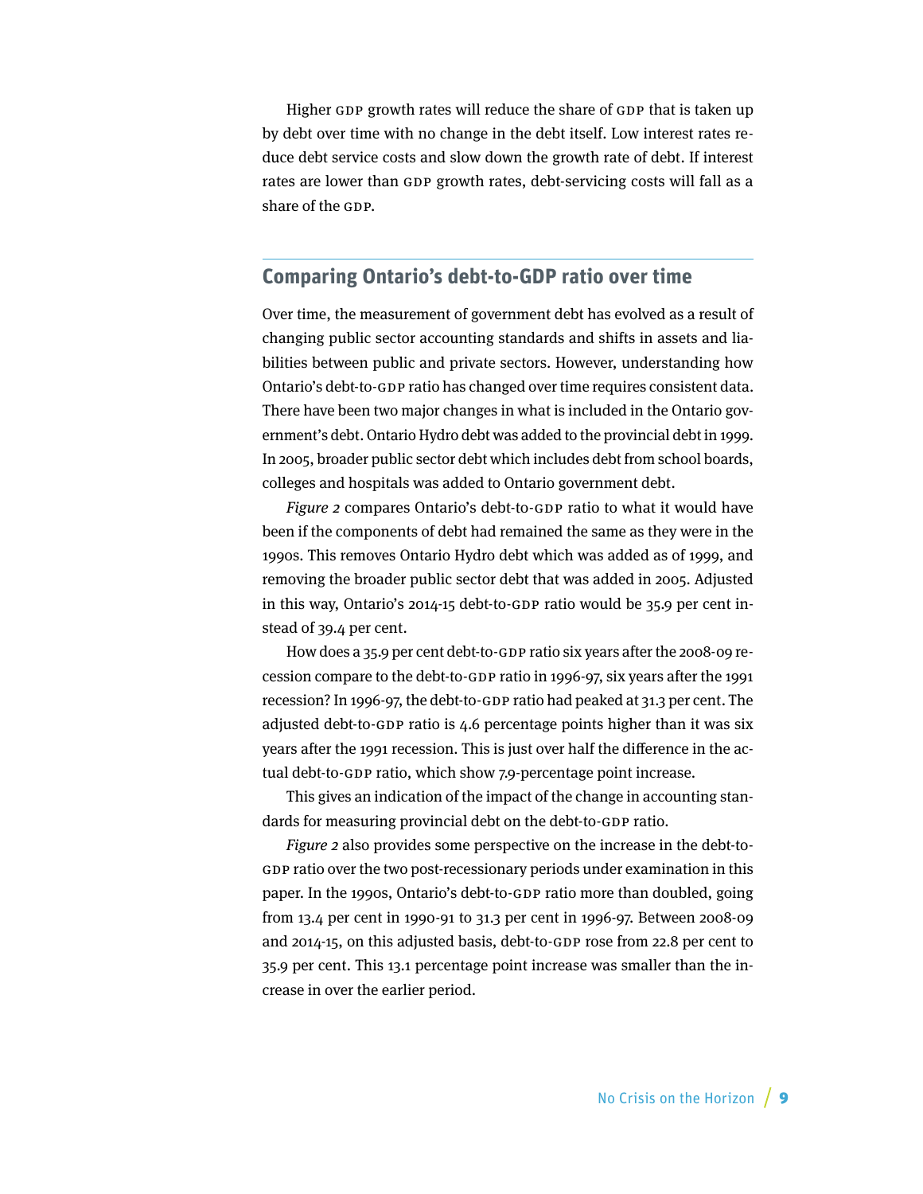Higher GDP growth rates will reduce the share of GDP that is taken up by debt over time with no change in the debt itself. Low interest rates reduce debt service costs and slow down the growth rate of debt. If interest rates are lower than GDP growth rates, debt-servicing costs will fall as a share of the GDP.

## Comparing Ontario's debt-to-GDP ratio over time

Over time, the measurement of government debt has evolved as a result of changing public sector accounting standards and shifts in assets and liabilities between public and private sectors. However, understanding how Ontario's debt-to-GDP ratio has changed over time requires consistent data. There have been two major changes in what is included in the Ontario government's debt. Ontario Hydro debt was added to the provincial debt in 1999. In 2005, broader public sector debt which includes debt from school boards, colleges and hospitals was added to Ontario government debt.

*Figure 2* compares Ontario's debt-to-GDP ratio to what it would have been if the components of debt had remained the same as they were in the 1990s. This removes Ontario Hydro debt which was added as of 1999, and removing the broader public sector debt that was added in 2005. Adjusted in this way, Ontario's 2014-15 debt-to-GDP ratio would be 35.9 per cent instead of 39.4 per cent.

How does a 35.9 per cent debt-to-GDP ratio six years after the 2008-09 recession compare to the debt-to-GDP ratio in 1996-97, six years after the 1991 recession? In 1996-97, the debt-to-GDP ratio had peaked at 31.3 per cent. The adjusted debt-to-GDP ratio is 4.6 percentage points higher than it was six years after the 1991 recession. This is just over half the difference in the actual debt-to-GDP ratio, which show 7.9-percentage point increase.

This gives an indication of the impact of the change in accounting standards for measuring provincial debt on the debt-to-GDP ratio.

*Figure 2* also provides some perspective on the increase in the debt-to-GDP ratio over the two post-recessionary periods under examination in this paper. In the 1990s, Ontario's debt-to-GDP ratio more than doubled, going from 13.4 per cent in 1990-91 to 31.3 per cent in 1996-97. Between 2008-09 and 2014-15, on this adjusted basis, debt-to-GDP rose from 22.8 per cent to 35.9 per cent. This 13.1 percentage point increase was smaller than the increase in over the earlier period.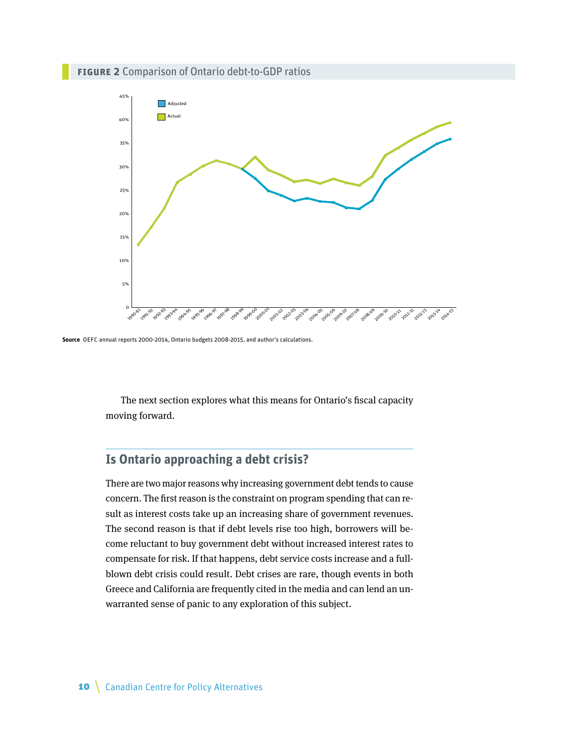**FIGURE 2** Comparison of Ontario debt-to-GDP ratios

**Source** OEFC annual reports 2000-2014, Ontario budgets 2008-2015, and author's calculations.

The next section explores what this means for Ontario's fiscal capacity moving forward.

## Is Ontario approaching a debt crisis?

There are two major reasons why increasing government debt tends to cause concern. The first reason is the constraint on program spending that can result as interest costs take up an increasing share of government revenues. The second reason is that if debt levels rise too high, borrowers will become reluctant to buy government debt without increased interest rates to compensate for risk. If that happens, debt service costs increase and a full-blown debt crisis could result. Debt crises are rare, though events in both Greece and California are frequently cited in the media and can lend an unwarranted sense of panic to any exploration of this subject.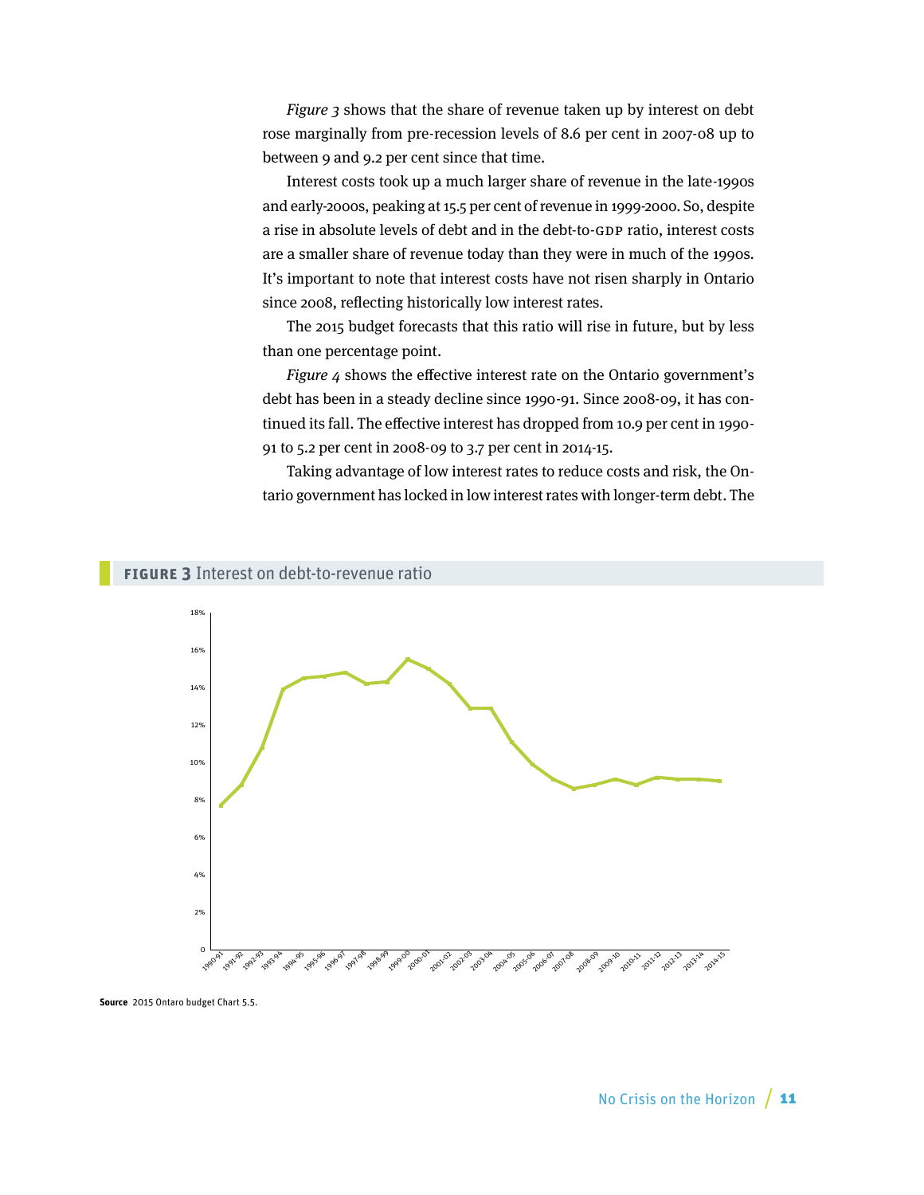*Figure 3* shows that the share of revenue taken up by interest on debt rose marginally from pre-recession levels of 8.6 per cent in 2007-08 up to between 9 and 9.2 per cent since that time.

Interest costs took up a much larger share of revenue in the late-1990s and early-2000s, peaking at 15.5 per cent of revenue in 1999-2000. So, despite a rise in absolute levels of debt and in the debt-to-GDP ratio, interest costs are a smaller share of revenue today than they were in much of the 1990s. It's important to note that interest costs have not risen sharply in Ontario since 2008, reflecting historically low interest rates.

The 2015 budget forecasts that this ratio will rise in future, but by less than one percentage point.

*Figure 4* shows the effective interest rate on the Ontario government's debt has been in a steady decline since 1990-91. Since 2008-09, it has continued its fall. The effective interest has dropped from 10.9 per cent in 1990-91 to 5.2 per cent in 2008-09 to 3.7 per cent in 2014-15.

Taking advantage of low interest rates to reduce costs and risk, the Ontario government has locked in low interest rates with longer-term debt. The

**FIGURE 3** Interest on debt-to-revenue ratio

**Source** 2015 Ontaro budget Chart 5.5.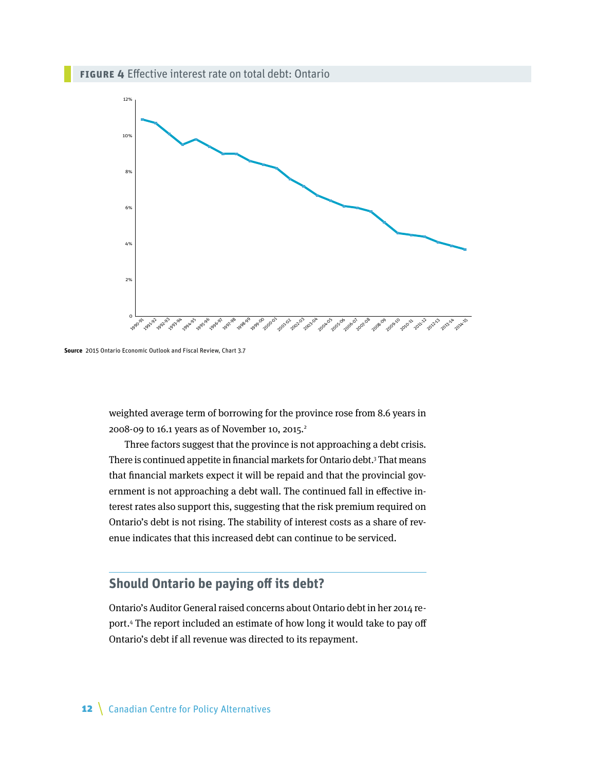**FIGURE 4** Effective interest rate on total debt: Ontario

**Source** 2015 Ontario Economic Outlook and Fiscal Review, Chart 3.7

weighted average term of borrowing for the province rose from 8.6 years in 2008-09 to 16.1 years as of November 10, 2015.[2]

Three factors suggest that the province is not approaching a debt crisis. There is continued appetite in financial markets for Ontario debt.[3] That means that financial markets expect it will be repaid and that the provincial government is not approaching a debt wall. The continued fall in effective interest rates also support this, suggesting that the risk premium required on Ontario's debt is not rising. The stability of interest costs as a share of revenue indicates that this increased debt can continue to be serviced.

## Should Ontario be paying off its debt?

Ontario's Auditor General raised concerns about Ontario debt in her 2014 report.[4] The report included an estimate of how long it would take to pay off Ontario's debt if all revenue was directed to its repayment.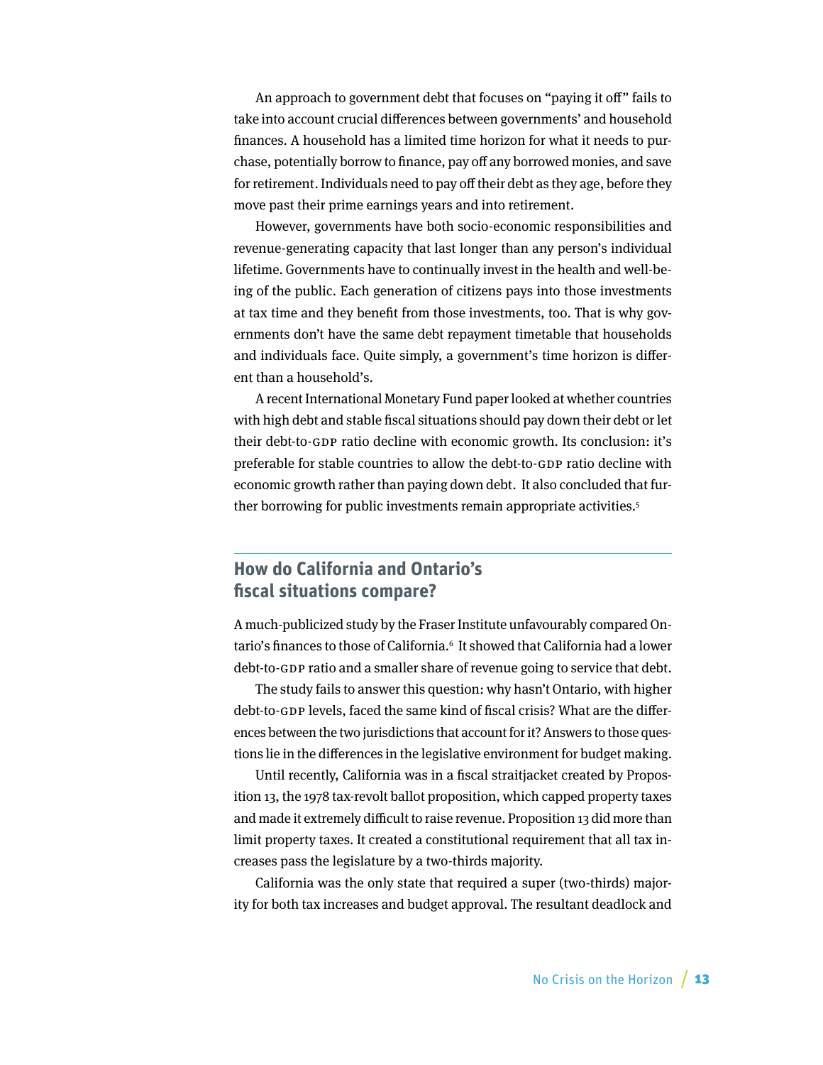An approach to government debt that focuses on "paying it off" fails to take into account crucial differences between governments' and household finances. A household has a limited time horizon for what it needs to purchase, potentially borrow to finance, pay off any borrowed monies, and save for retirement. Individuals need to pay off their debt as they age, before they move past their prime earnings years and into retirement.

However, governments have both socio-economic responsibilities and revenue-generating capacity that last longer than any person's individual lifetime. Governments have to continually invest in the health and well-being of the public. Each generation of citizens pays into those investments at tax time and they benefit from those investments, too. That is why governments don't have the same debt repayment timetable that households and individuals face. Quite simply, a government's time horizon is different than a household's.

A recent International Monetary Fund paper looked at whether countries with high debt and stable fiscal situations should pay down their debt or let their debt-to-GDP ratio decline with economic growth. Its conclusion: it's preferable for stable countries to allow the debt-to-GDP ratio decline with economic growth rather than paying down debt. It also concluded that further borrowing for public investments remain appropriate activities.[5]

## How do California and Ontario's fiscal situations compare?

A much-publicized study by the Fraser Institute unfavourably compared Ontario's finances to those of California.[6] It showed that California had a lower debt-to-GDP ratio and a smaller share of revenue going to service that debt.

The study fails to answer this question: why hasn't Ontario, with higher debt-to-GDP levels, faced the same kind of fiscal crisis? What are the differences between the two jurisdictions that account for it? Answers to those questions lie in the differences in the legislative environment for budget making.

Until recently, California was in a fiscal straitjacket created by Proposition 13, the 1978 tax-revolt ballot proposition, which capped property taxes and made it extremely difficult to raise revenue. Proposition 13 did more than limit property taxes. It created a constitutional requirement that all tax increases pass the legislature by a two-thirds majority.

California was the only state that required a super (two-thirds) majority for both tax increases and budget approval. The resultant deadlock and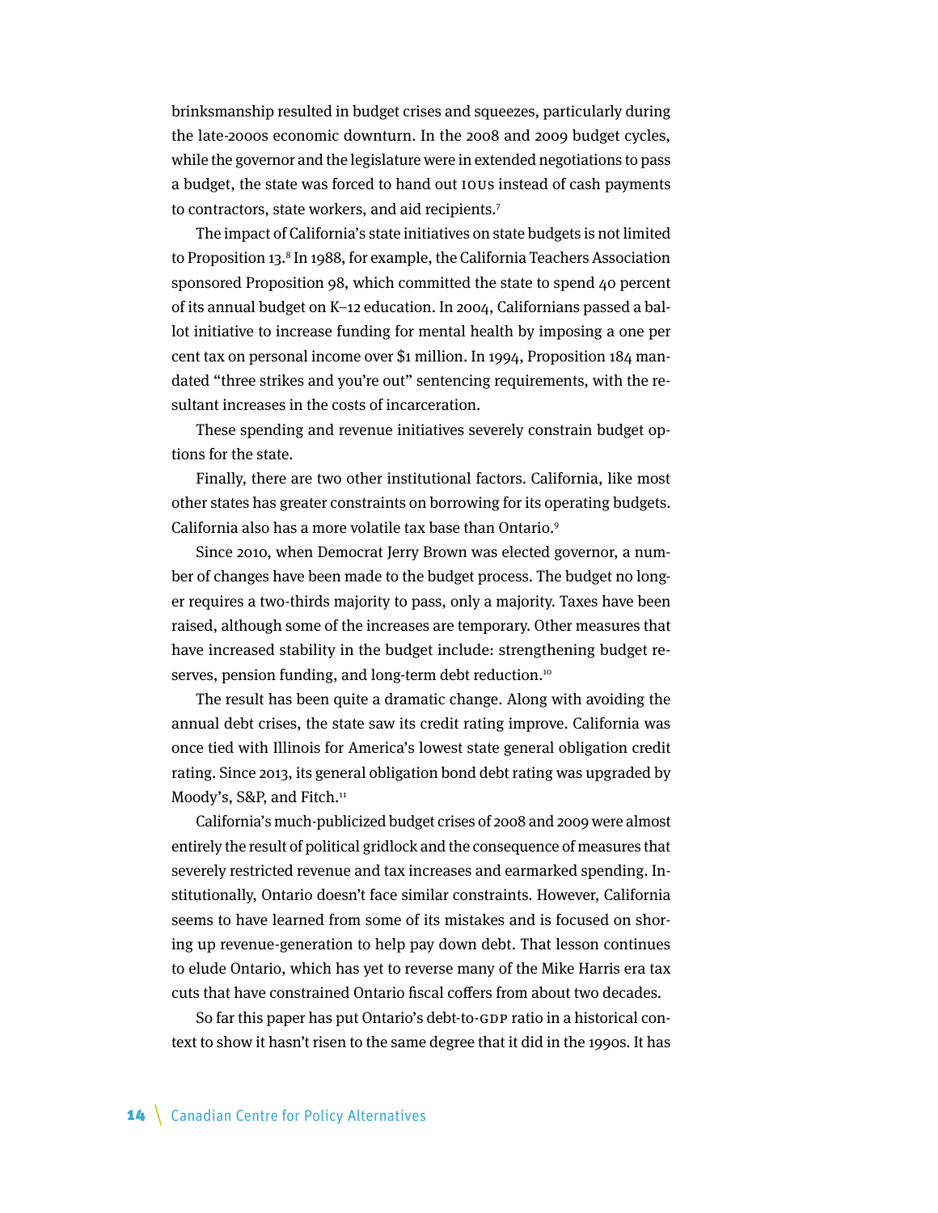brinksmanship resulted in budget crises and squeezes, particularly during the late-2000s economic downturn. In the 2008 and 2009 budget cycles, while the governor and the legislature were in extended negotiations to pass a budget, the state was forced to hand out IOUs instead of cash payments to contractors, state workers, and aid recipients.[7]

The impact of California's state initiatives on state budgets is not limited to Proposition 13.[8] In 1988, for example, the California Teachers Association sponsored Proposition 98, which committed the state to spend 40 percent of its annual budget on K–12 education. In 2004, Californians passed a ballot initiative to increase funding for mental health by imposing a one per cent tax on personal income over $1 million. In 1994, Proposition 184 mandated "three strikes and you're out" sentencing requirements, with the resultant increases in the costs of incarceration.

These spending and revenue initiatives severely constrain budget options for the state.

Finally, there are two other institutional factors. California, like most other states has greater constraints on borrowing for its operating budgets. California also has a more volatile tax base than Ontario.[9]

Since 2010, when Democrat Jerry Brown was elected governor, a number of changes have been made to the budget process. The budget no longer requires a two-thirds majority to pass, only a majority. Taxes have been raised, although some of the increases are temporary. Other measures that have increased stability in the budget include: strengthening budget reserves, pension funding, and long-term debt reduction.[10]

The result has been quite a dramatic change. Along with avoiding the annual debt crises, the state saw its credit rating improve. California was once tied with Illinois for America's lowest state general obligation credit rating. Since 2013, its general obligation bond debt rating was upgraded by Moody's, S&P, and Fitch.[11]

California's much-publicized budget crises of 2008 and 2009 were almost entirely the result of political gridlock and the consequence of measures that severely restricted revenue and tax increases and earmarked spending. Institutionally, Ontario doesn't face similar constraints. However, California seems to have learned from some of its mistakes and is focused on shoring up revenue-generation to help pay down debt. That lesson continues to elude Ontario, which has yet to reverse many of the Mike Harris era tax cuts that have constrained Ontario fiscal coffers from about two decades.

So far this paper has put Ontario's debt-to-GDP ratio in a historical context to show it hasn't risen to the same degree that it did in the 1990s. It has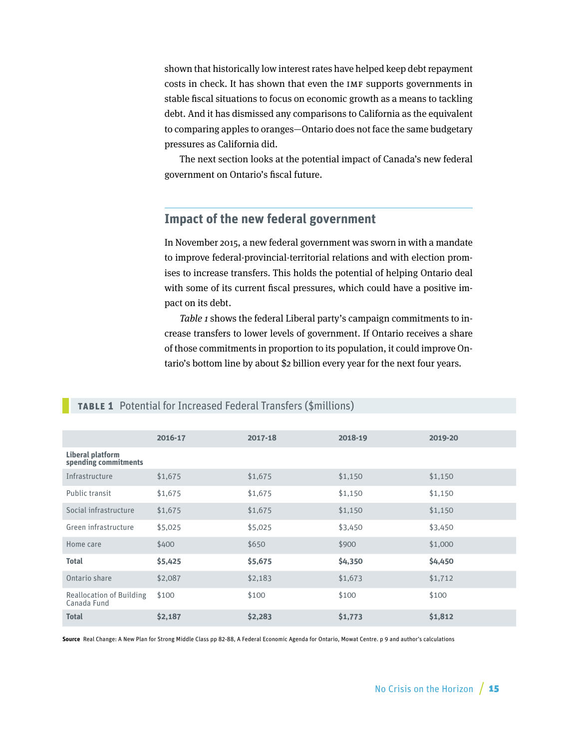shown that historically low interest rates have helped keep debt repayment costs in check. It has shown that even the IMF supports governments in stable fiscal situations to focus on economic growth as a means to tackling debt. And it has dismissed any comparisons to California as the equivalent to comparing apples to oranges—Ontario does not face the same budgetary pressures as California did.

The next section looks at the potential impact of Canada's new federal government on Ontario's fiscal future.

## Impact of the new federal government

In November 2015, a new federal government was sworn in with a mandate to improve federal-provincial-territorial relations and with election promises to increase transfers. This holds the potential of helping Ontario deal with some of its current fiscal pressures, which could have a positive impact on its debt.

*Table 1* shows the federal Liberal party's campaign commitments to increase transfers to lower levels of government. If Ontario receives a share of those commitments in proportion to its population, it could improve Ontario's bottom line by about $2 billion every year for the next four years.

**TABLE 1** Potential for Increased Federal Transfers ($millions)

| | 2016-17 | 2017-18 | 2018-19 | 2019-20 |
|---|---|---|---|---|
| **Liberal platform spending commitments** | | | | |
| Infrastructure | $1,675 | $1,675 | $1,150 | $1,150 |
| Public transit | $1,675 | $1,675 | $1,150 | $1,150 |
| Social infrastructure | $1,675 | $1,675 | $1,150 | $1,150 |
| Green infrastructure | $5,025 | $5,025 | $3,450 | $3,450 |
| Home care | $400 | $650 | $900 | $1,000 |
| **Total** | **$5,425** | **$5,675** | **$4,350** | **$4,450** |
| Ontario share | $2,087 | $2,183 | $1,673 | $1,712 |
| Reallocation of Building Canada Fund | $100 | $100 | $100 | $100 |
| **Total** | **$2,187** | **$2,283** | **$1,773** | **$1,812** |

**Source** Real Change: A New Plan for Strong Middle Class pp 82-88, A Federal Economic Agenda for Ontario, Mowat Centre. p 9 and author's calculations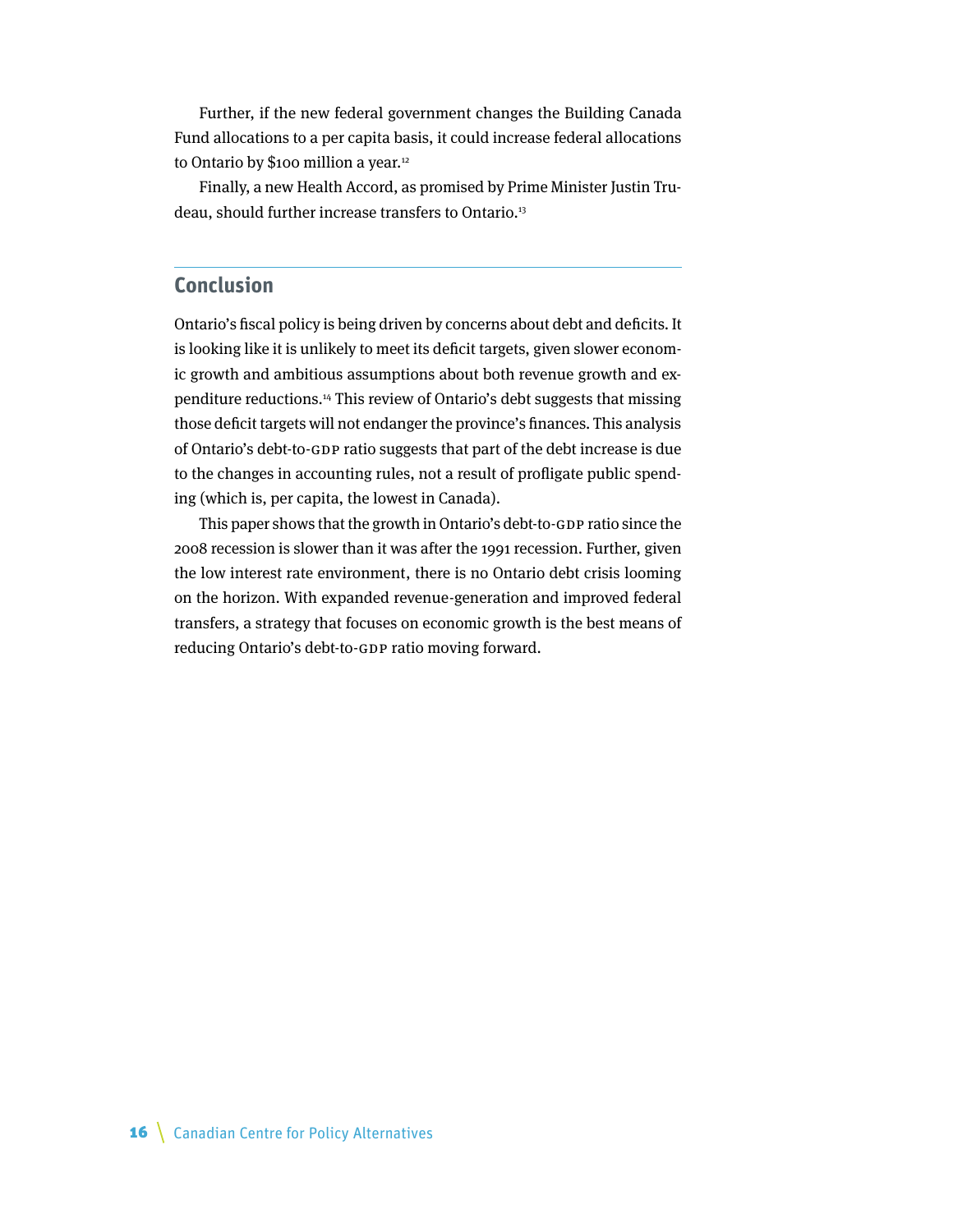Further, if the new federal government changes the Building Canada Fund allocations to a per capita basis, it could increase federal allocations to Ontario by $100 million a year.[12]

Finally, a new Health Accord, as promised by Prime Minister Justin Trudeau, should further increase transfers to Ontario.[13]

## Conclusion

Ontario's fiscal policy is being driven by concerns about debt and deficits. It is looking like it is unlikely to meet its deficit targets, given slower economic growth and ambitious assumptions about both revenue growth and expenditure reductions.[14] This review of Ontario's debt suggests that missing those deficit targets will not endanger the province's finances. This analysis of Ontario's debt-to-GDP ratio suggests that part of the debt increase is due to the changes in accounting rules, not a result of profligate public spending (which is, per capita, the lowest in Canada).

This paper shows that the growth in Ontario's debt-to-GDP ratio since the 2008 recession is slower than it was after the 1991 recession. Further, given the low interest rate environment, there is no Ontario debt crisis looming on the horizon. With expanded revenue-generation and improved federal transfers, a strategy that focuses on economic growth is the best means of reducing Ontario's debt-to-GDP ratio moving forward.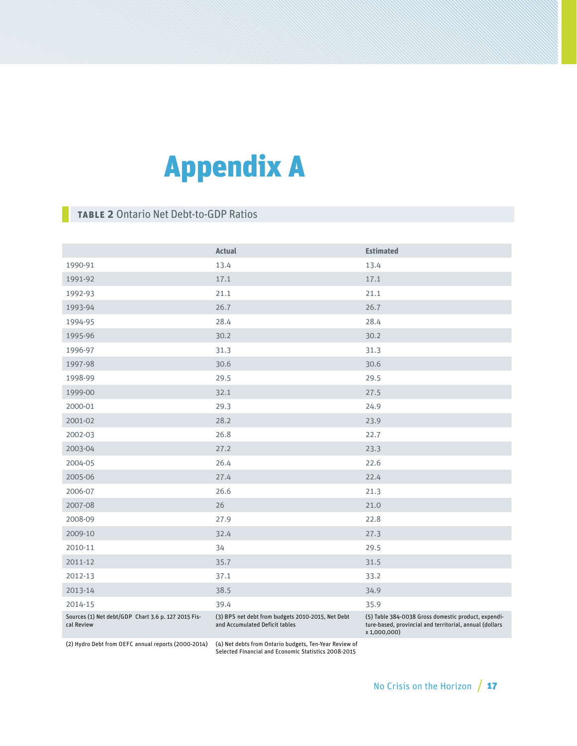# Appendix A

**TABLE 2** Ontario Net Debt-to-GDP Ratios

| | Actual | Estimated |
|---|---|---|
| 1990-91 | 13.4 | 13.4 |
| 1991-92 | 17.1 | 17.1 |
| 1992-93 | 21.1 | 21.1 |
| 1993-94 | 26.7 | 26.7 |
| 1994-95 | 28.4 | 28.4 |
| 1995-96 | 30.2 | 30.2 |
| 1996-97 | 31.3 | 31.3 |
| 1997-98 | 30.6 | 30.6 |
| 1998-99 | 29.5 | 29.5 |
| 1999-00 | 32.1 | 27.5 |
| 2000-01 | 29.3 | 24.9 |
| 2001-02 | 28.2 | 23.9 |
| 2002-03 | 26.8 | 22.7 |
| 2003-04 | 27.2 | 23.3 |
| 2004-05 | 26.4 | 22.6 |
| 2005-06 | 27.4 | 22.4 |
| 2006-07 | 26.6 | 21.3 |
| 2007-08 | 26 | 21.0 |
| 2008-09 | 27.9 | 22.8 |
| 2009-10 | 32.4 | 27.3 |
| 2010-11 | 34 | 29.5 |
| 2011-12 | 35.7 | 31.5 |
| 2012-13 | 37.1 | 33.2 |
| 2013-14 | 38.5 | 34.9 |
| 2014-15 | 39.4 | 35.9 |

Sources (1) Net debt/GDP Chart 3.6 p. 127 2015 Fiscal Review

(2) Hydro Debt from OEFC annual reports (2000-2014)

(3) BPS net debt from budgets 2010-2015, Net Debt and Accumulated Deficit tables

(4) Net debts from Ontario budgets, Ten-Year Review of Selected Financial and Economic Statistics 2008-2015

(5) Table 384-0038 Gross domestic product, expenditure-based, provincial and territorial, annual (dollars x 1,000,000)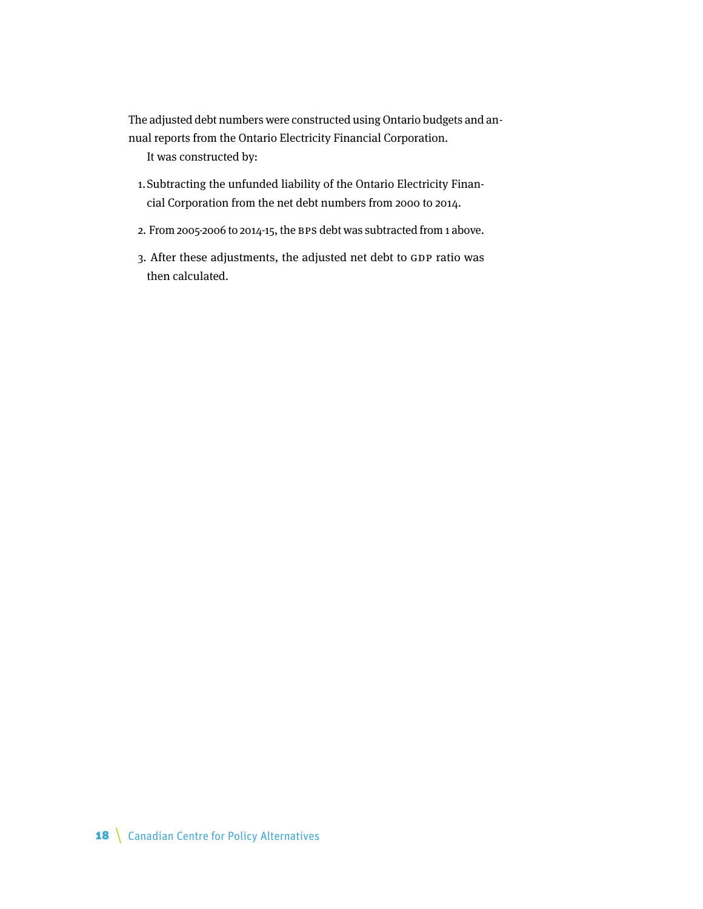The adjusted debt numbers were constructed using Ontario budgets and annual reports from the Ontario Electricity Financial Corporation.

It was constructed by:

1. Subtracting the unfunded liability of the Ontario Electricity Financial Corporation from the net debt numbers from 2000 to 2014.
2. From 2005-2006 to 2014-15, the BPS debt was subtracted from 1 above.
3. After these adjustments, the adjusted net debt to GDP ratio was then calculated.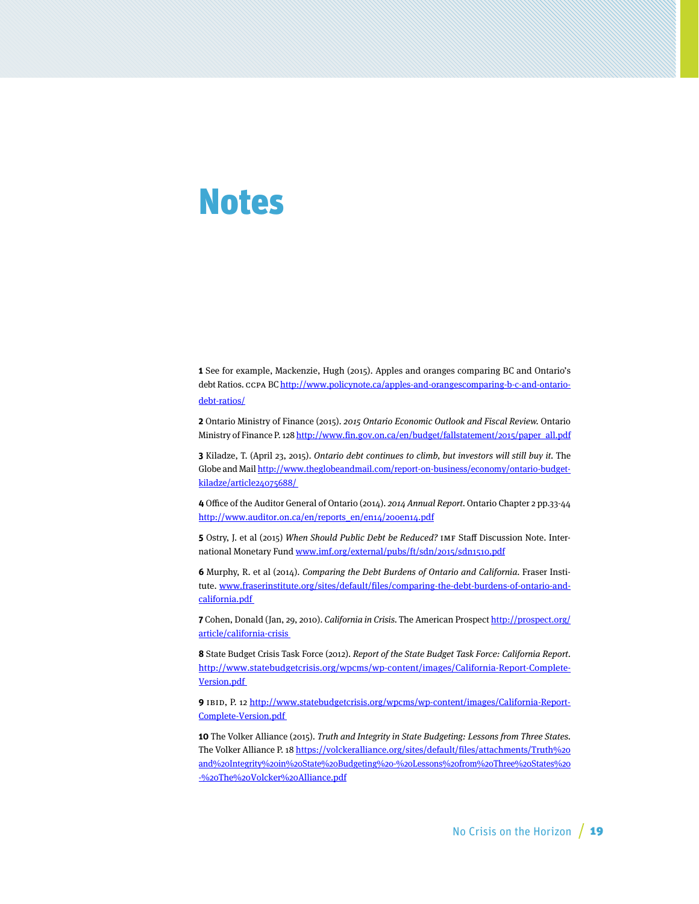# Notes

**1** See for example, Mackenzie, Hugh (2015). Apples and oranges comparing BC and Ontario's debt Ratios. CCPA BC http://www.policynote.ca/apples-and-orangescomparing-b-c-and-ontario-debt-ratios/

**2** Ontario Ministry of Finance (2015). *2015 Ontario Economic Outlook and Fiscal Review*. Ontario Ministry of Finance P. 128 http://www.fin.gov.on.ca/en/budget/fallstatement/2015/paper_all.pdf

**3** Kiladze, T. (April 23, 2015). *Ontario debt continues to climb, but investors will still buy it*. The Globe and Mail http://www.theglobeandmail.com/report-on-business/economy/ontario-budget-kiladze/article24075688/

**4** Office of the Auditor General of Ontario (2014). *2014 Annual Report*. Ontario Chapter 2 pp.33-44 http://www.auditor.on.ca/en/reports_en/en14/200en14.pdf

**5** Ostry, J. et al (2015) *When Should Public Debt be Reduced?* IMF Staff Discussion Note. International Monetary Fund www.imf.org/external/pubs/ft/sdn/2015/sdn1510.pdf

**6** Murphy, R. et al (2014). *Comparing the Debt Burdens of Ontario and California*. Fraser Institute. www.fraserinstitute.org/sites/default/files/comparing-the-debt-burdens-of-ontario-and-california.pdf

**7** Cohen, Donald (Jan, 29, 2010). *California in Crisis*. The American Prospect http://prospect.org/article/california-crisis

**8** State Budget Crisis Task Force (2012). *Report of the State Budget Task Force: California Report*. http://www.statebudgetcrisis.org/wpcms/wp-content/images/California-Report-Complete-Version.pdf

**9** IBID, P. 12 http://www.statebudgetcrisis.org/wpcms/wp-content/images/California-Report-Complete-Version.pdf

**10** The Volker Alliance (2015). *Truth and Integrity in State Budgeting: Lessons from Three States*. The Volker Alliance P. 18 https://volckeralliance.org/sites/default/files/attachments/Truth%20and%20Integrity%20in%20State%20Budgeting%20-%20Lessons%20from%20Three%20States%20-%20The%20Volcker%20Alliance.pdf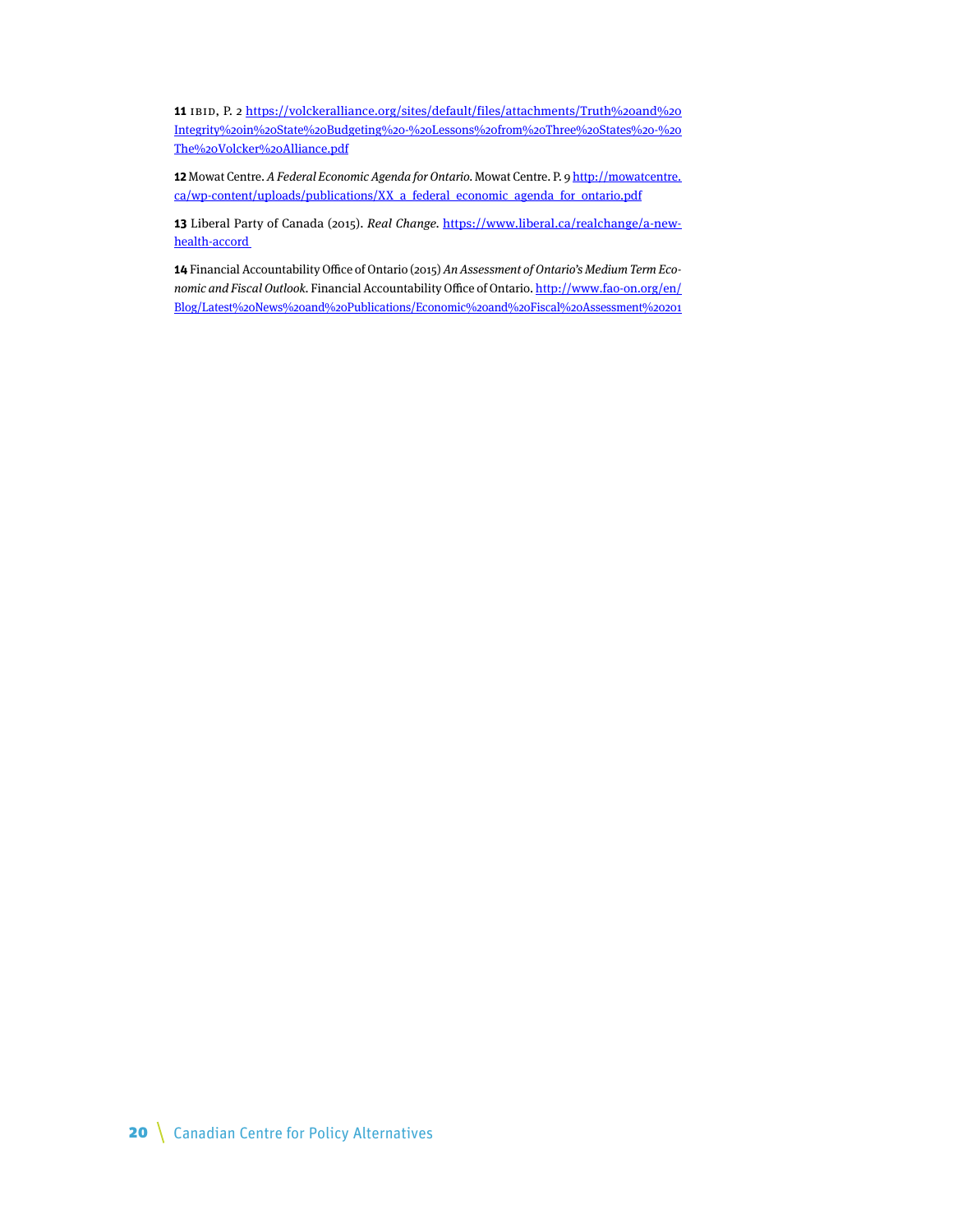**11** IBID, P. 2 https://volckeralliance.org/sites/default/files/attachments/Truth%20and%20Integrity%20in%20State%20Budgeting%20-%20Lessons%20from%20Three%20States%20-%20The%20Volcker%20Alliance.pdf

**12** Mowat Centre. *A Federal Economic Agenda for Ontario*. Mowat Centre. P. 9 http://mowatcentre.ca/wp-content/uploads/publications/XX_a_federal_economic_agenda_for_ontario.pdf

**13** Liberal Party of Canada (2015). *Real Change*. https://www.liberal.ca/realchange/a-new-health-accord

**14** Financial Accountability Office of Ontario (2015) *An Assessment of Ontario's Medium Term Economic and Fiscal Outlook*. Financial Accountability Office of Ontario. http://www.fao-on.org/en/Blog/Latest%20News%20and%20Publications/Economic%20and%20Fiscal%20Assessment%20201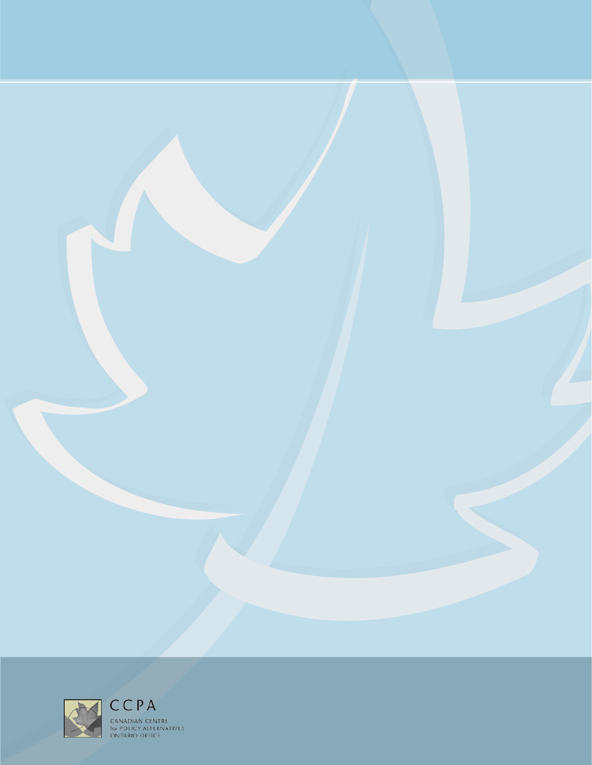CCPA

CANADIAN CENTRE
for POLICY ALTERNATIVES
ONTARIO OFFICE